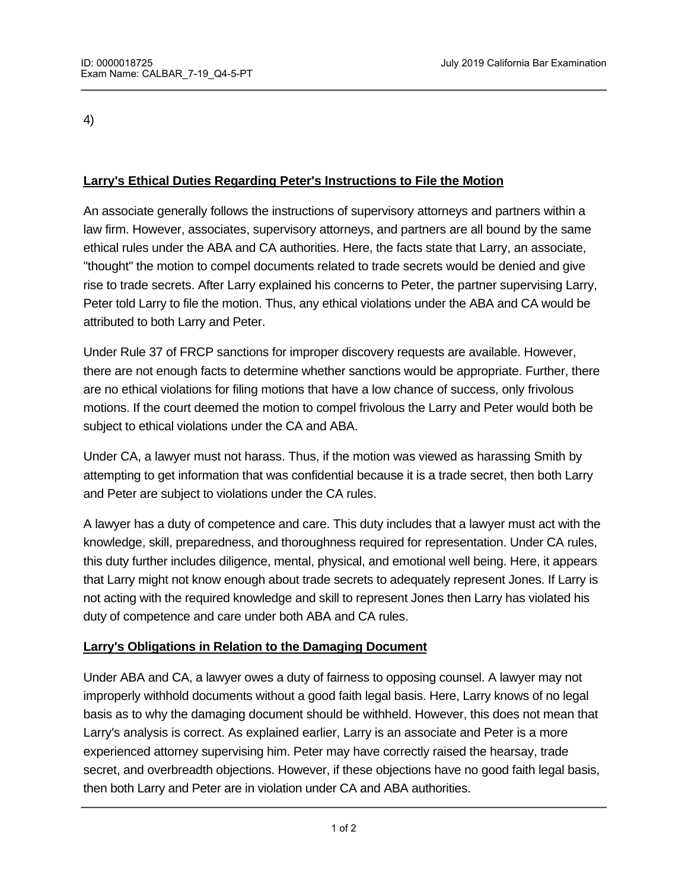4)

**Larry's Ethical Duties Regarding Peter's Instructions to File the Motion**

An associate generally follows the instructions of supervisory attorneys and partners within a law firm. However, associates, supervisory attorneys, and partners are all bound by the same ethical rules under the ABA and CA authorities. Here, the facts state that Larry, an associate, "thought" the motion to compel documents related to trade secrets would be denied and give rise to trade secrets. After Larry explained his concerns to Peter, the partner supervising Larry, Peter told Larry to file the motion. Thus, any ethical violations under the ABA and CA would be attributed to both Larry and Peter.

Under Rule 37 of FRCP sanctions for improper discovery requests are available. However, there are not enough facts to determine whether sanctions would be appropriate. Further, there are no ethical violations for filing motions that have a low chance of success, only frivolous motions. If the court deemed the motion to compel frivolous the Larry and Peter would both be subject to ethical violations under the CA and ABA.

Under CA, a lawyer must not harass. Thus, if the motion was viewed as harassing Smith by attempting to get information that was confidential because it is a trade secret, then both Larry and Peter are subject to violations under the CA rules.

A lawyer has a duty of competence and care. This duty includes that a lawyer must act with the knowledge, skill, preparedness, and thoroughness required for representation. Under CA rules, this duty further includes diligence, mental, physical, and emotional well being. Here, it appears that Larry might not know enough about trade secrets to adequately represent Jones. If Larry is not acting with the required knowledge and skill to represent Jones then Larry has violated his duty of competence and care under both ABA and CA rules.

**Larry's Obligations in Relation to the Damaging Document**

Under ABA and CA, a lawyer owes a duty of fairness to opposing counsel. A lawyer may not improperly withhold documents without a good faith legal basis. Here, Larry knows of no legal basis as to why the damaging document should be withheld. However, this does not mean that Larry's analysis is correct. As explained earlier, Larry is an associate and Peter is a more experienced attorney supervising him. Peter may have correctly raised the hearsay, trade secret, and overbreadth objections. However, if these objections have no good faith legal basis, then both Larry and Peter are in violation under CA and ABA authorities.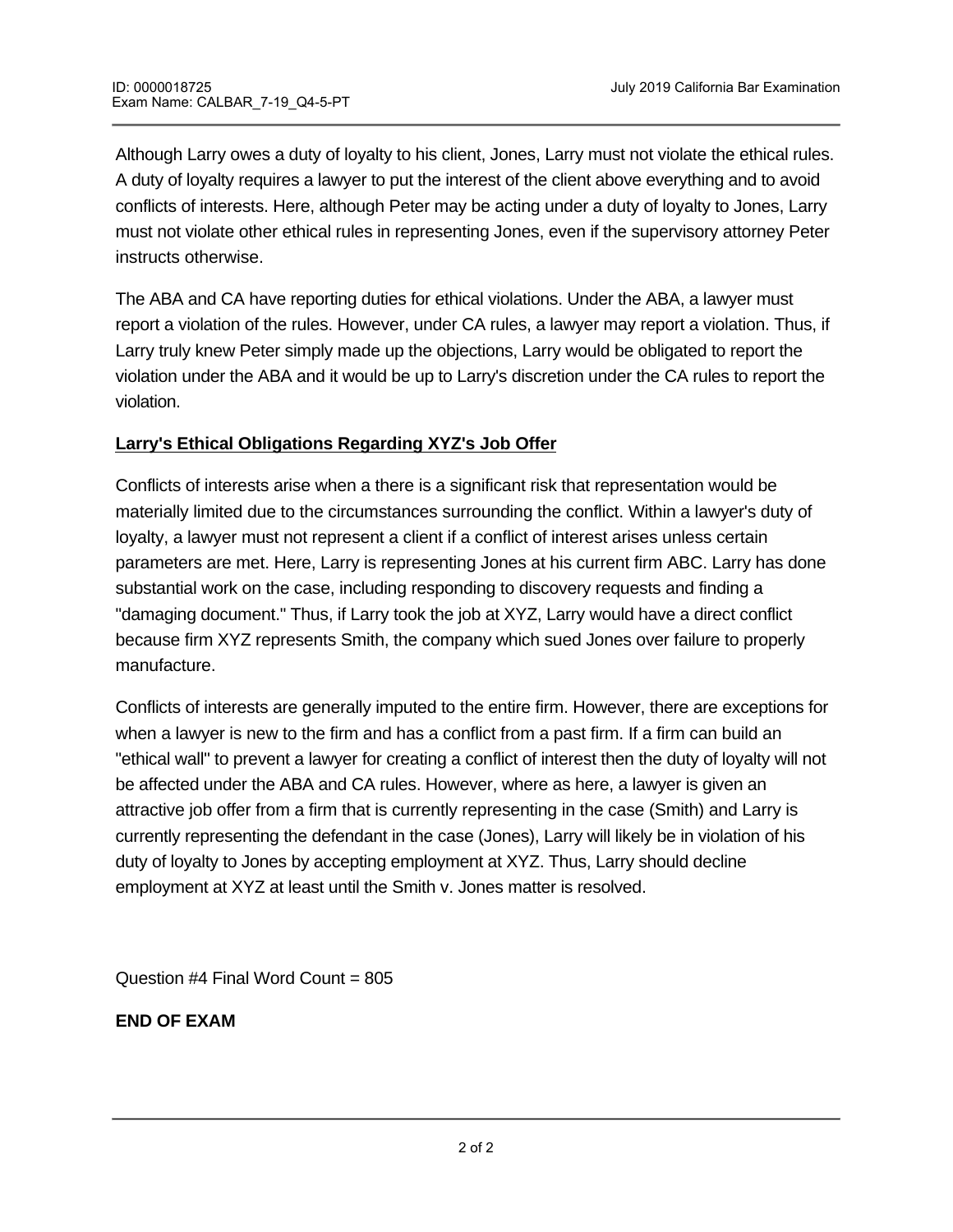Although Larry owes a duty of loyalty to his client, Jones, Larry must not violate the ethical rules. A duty of loyalty requires a lawyer to put the interest of the client above everything and to avoid conflicts of interests. Here, although Peter may be acting under a duty of loyalty to Jones, Larry must not violate other ethical rules in representing Jones, even if the supervisory attorney Peter instructs otherwise.

The ABA and CA have reporting duties for ethical violations. Under the ABA, a lawyer must report a violation of the rules. However, under CA rules, a lawyer may report a violation. Thus, if Larry truly knew Peter simply made up the objections, Larry would be obligated to report the violation under the ABA and it would be up to Larry's discretion under the CA rules to report the violation.

**Larry's Ethical Obligations Regarding XYZ's Job Offer**

Conflicts of interests arise when a there is a significant risk that representation would be materially limited due to the circumstances surrounding the conflict. Within a lawyer's duty of loyalty, a lawyer must not represent a client if a conflict of interest arises unless certain parameters are met. Here, Larry is representing Jones at his current firm ABC. Larry has done substantial work on the case, including responding to discovery requests and finding a "damaging document." Thus, if Larry took the job at XYZ, Larry would have a direct conflict because firm XYZ represents Smith, the company which sued Jones over failure to properly manufacture.

Conflicts of interests are generally imputed to the entire firm. However, there are exceptions for when a lawyer is new to the firm and has a conflict from a past firm. If a firm can build an "ethical wall" to prevent a lawyer for creating a conflict of interest then the duty of loyalty will not be affected under the ABA and CA rules. However, where as here, a lawyer is given an attractive job offer from a firm that is currently representing in the case (Smith) and Larry is currently representing the defendant in the case (Jones), Larry will likely be in violation of his duty of loyalty to Jones by accepting employment at XYZ. Thus, Larry should decline employment at XYZ at least until the Smith v. Jones matter is resolved.

Question #4 Final Word Count = 805

**END OF EXAM**